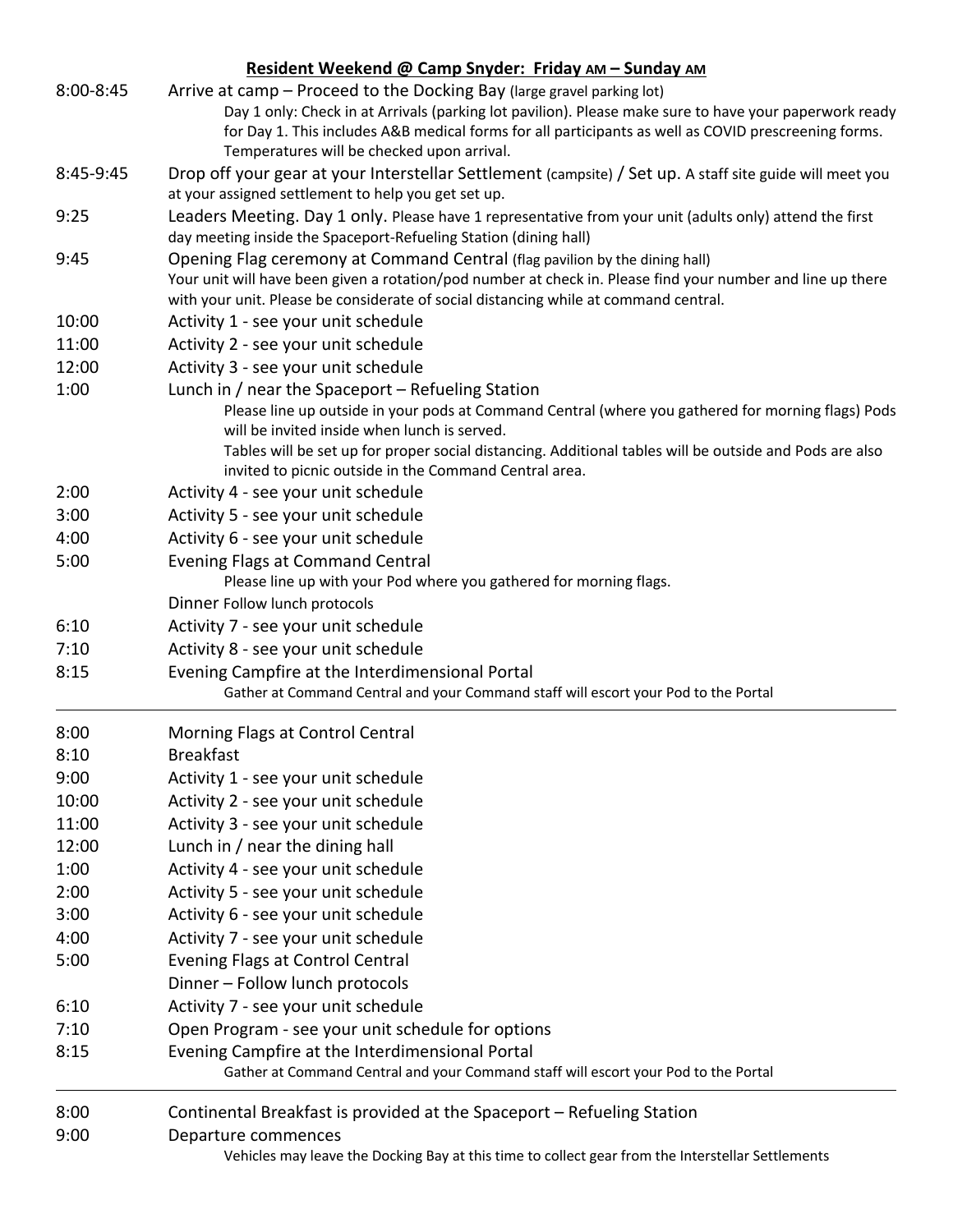**Resident Weekend @ Camp Snyder: Friday AM – Sunday AM**

| | |
|---|---|
| 8:00-8:45 | Arrive at camp – Proceed to the Docking Bay (large gravel parking lot)<br>Day 1 only: Check in at Arrivals (parking lot pavilion). Please make sure to have your paperwork ready for Day 1. This includes A&B medical forms for all participants as well as COVID prescreening forms. Temperatures will be checked upon arrival. |
| 8:45-9:45 | Drop off your gear at your Interstellar Settlement (campsite) / Set up. A staff site guide will meet you at your assigned settlement to help you get set up. |
| 9:25 | Leaders Meeting. Day 1 only. Please have 1 representative from your unit (adults only) attend the first day meeting inside the Spaceport-Refueling Station (dining hall) |
| 9:45 | Opening Flag ceremony at Command Central (flag pavilion by the dining hall)<br>Your unit will have been given a rotation/pod number at check in. Please find your number and line up there with your unit. Please be considerate of social distancing while at command central. |
| 10:00 | Activity 1 - see your unit schedule |
| 11:00 | Activity 2 - see your unit schedule |
| 12:00 | Activity 3 - see your unit schedule |
| 1:00 | Lunch in / near the Spaceport – Refueling Station<br>Please line up outside in your pods at Command Central (where you gathered for morning flags) Pods will be invited inside when lunch is served.<br>Tables will be set up for proper social distancing. Additional tables will be outside and Pods are also invited to picnic outside in the Command Central area. |
| 2:00 | Activity 4 - see your unit schedule |
| 3:00 | Activity 5 - see your unit schedule |
| 4:00 | Activity 6 - see your unit schedule |
| 5:00 | Evening Flags at Command Central<br>Please line up with your Pod where you gathered for morning flags.<br>Dinner Follow lunch protocols |
| 6:10 | Activity 7 - see your unit schedule |
| 7:10 | Activity 8 - see your unit schedule |
| 8:15 | Evening Campfire at the Interdimensional Portal<br>Gather at Command Central and your Command staff will escort your Pod to the Portal |

---

| | |
|---|---|
| 8:00 | Morning Flags at Control Central |
| 8:10 | Breakfast |
| 9:00 | Activity 1 - see your unit schedule |
| 10:00 | Activity 2 - see your unit schedule |
| 11:00 | Activity 3 - see your unit schedule |
| 12:00 | Lunch in / near the dining hall |
| 1:00 | Activity 4 - see your unit schedule |
| 2:00 | Activity 5 - see your unit schedule |
| 3:00 | Activity 6 - see your unit schedule |
| 4:00 | Activity 7 - see your unit schedule |
| 5:00 | Evening Flags at Control Central<br>Dinner – Follow lunch protocols |
| 6:10 | Activity 7 - see your unit schedule |
| 7:10 | Open Program - see your unit schedule for options |
| 8:15 | Evening Campfire at the Interdimensional Portal<br>Gather at Command Central and your Command staff will escort your Pod to the Portal |

---

| | |
|---|---|
| 8:00 | Continental Breakfast is provided at the Spaceport – Refueling Station |
| 9:00 | Departure commences<br>Vehicles may leave the Docking Bay at this time to collect gear from the Interstellar Settlements |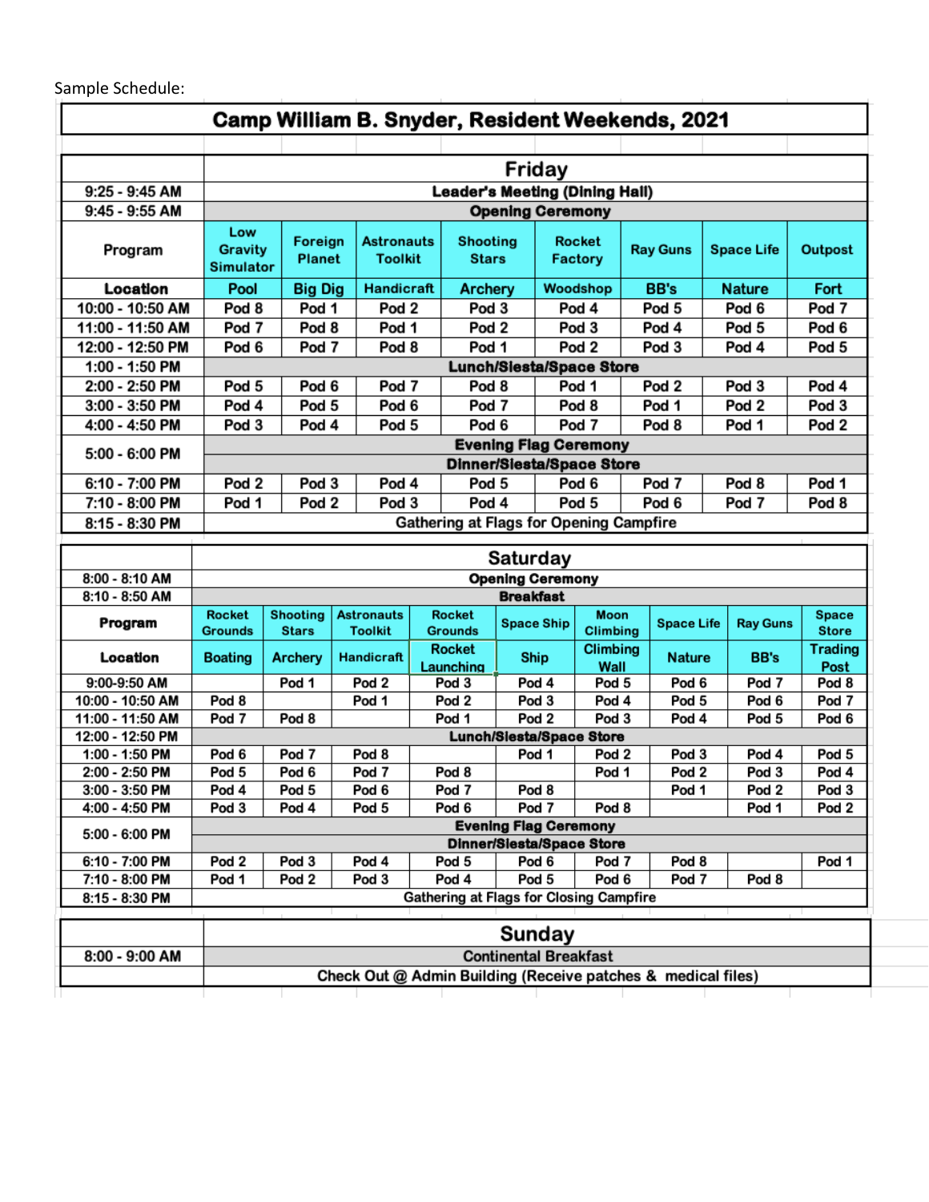Sample Schedule:

## Camp William B. Snyder, Resident Weekends, 2021

| | Friday | | | | | | | |
|---|---|---|---|---|---|---|---|---|
| 9:25 - 9:45 AM | Leader's Meeting (Dining Hall) | | | | | | | |
| 9:45 - 9:55 AM | Opening Ceremony | | | | | | | |
| Program | Low Gravity Simulator | Foreign Planet | Astronauts Toolkit | Shooting Stars | Rocket Factory | Ray Guns | Space Life | Outpost |
| Location | Pool | Big Dig | Handicraft | Archery | Woodshop | BB's | Nature | Fort |
| 10:00 - 10:50 AM | Pod 8 | Pod 1 | Pod 2 | Pod 3 | Pod 4 | Pod 5 | Pod 6 | Pod 7 |
| 11:00 - 11:50 AM | Pod 7 | Pod 8 | Pod 1 | Pod 2 | Pod 3 | Pod 4 | Pod 5 | Pod 6 |
| 12:00 - 12:50 PM | Pod 6 | Pod 7 | Pod 8 | Pod 1 | Pod 2 | Pod 3 | Pod 4 | Pod 5 |
| 1:00 - 1:50 PM | Lunch/Siesta/Space Store | | | | | | | |
| 2:00 - 2:50 PM | Pod 5 | Pod 6 | Pod 7 | Pod 8 | Pod 1 | Pod 2 | Pod 3 | Pod 4 |
| 3:00 - 3:50 PM | Pod 4 | Pod 5 | Pod 6 | Pod 7 | Pod 8 | Pod 1 | Pod 2 | Pod 3 |
| 4:00 - 4:50 PM | Pod 3 | Pod 4 | Pod 5 | Pod 6 | Pod 7 | Pod 8 | Pod 1 | Pod 2 |
| 5:00 - 6:00 PM | Evening Flag Ceremony | | | | | | | |
| | Dinner/Siesta/Space Store | | | | | | | |
| 6:10 - 7:00 PM | Pod 2 | Pod 3 | Pod 4 | Pod 5 | Pod 6 | Pod 7 | Pod 8 | Pod 1 |
| 7:10 - 8:00 PM | Pod 1 | Pod 2 | Pod 3 | Pod 4 | Pod 5 | Pod 6 | Pod 7 | Pod 8 |
| 8:15 - 8:30 PM | Gathering at Flags for Opening Campfire | | | | | | | |

| | Saturday | | | | | | | | |
|---|---|---|---|---|---|---|---|---|---|
| 8:00 - 8:10 AM | Opening Ceremony | | | | | | | | |
| 8:10 - 8:50 AM | Breakfast | | | | | | | | |
| Program | Rocket Grounds | Shooting Stars | Astronauts Toolkit | Rocket Grounds | Space Ship | Moon Climbing | Space Life | Ray Guns | Space Store |
| Location | Boating | Archery | Handicraft | Rocket Launching | Ship | Climbing Wall | Nature | BB's | Trading Post |
| 9:00-9:50 AM | | Pod 1 | Pod 2 | Pod 3 | Pod 4 | Pod 5 | Pod 6 | Pod 7 | Pod 8 |
| 10:00 - 10:50 AM | Pod 8 | | Pod 1 | Pod 2 | Pod 3 | Pod 4 | Pod 5 | Pod 6 | Pod 7 |
| 11:00 - 11:50 AM | Pod 7 | Pod 8 | | Pod 1 | Pod 2 | Pod 3 | Pod 4 | Pod 5 | Pod 6 |
| 12:00 - 12:50 PM | Lunch/Siesta/Space Store | | | | | | | | |
| 1:00 - 1:50 PM | Pod 6 | Pod 7 | Pod 8 | | Pod 1 | Pod 2 | Pod 3 | Pod 4 | Pod 5 |
| 2:00 - 2:50 PM | Pod 5 | Pod 6 | Pod 7 | Pod 8 | | Pod 1 | Pod 2 | Pod 3 | Pod 4 |
| 3:00 - 3:50 PM | Pod 4 | Pod 5 | Pod 6 | Pod 7 | Pod 8 | | Pod 1 | Pod 2 | Pod 3 |
| 4:00 - 4:50 PM | Pod 3 | Pod 4 | Pod 5 | Pod 6 | Pod 7 | Pod 8 | | Pod 1 | Pod 2 |
| 5:00 - 6:00 PM | Evening Flag Ceremony | | | | | | | | |
| | Dinner/Siesta/Space Store | | | | | | | | |
| 6:10 - 7:00 PM | Pod 2 | Pod 3 | Pod 4 | Pod 5 | Pod 6 | Pod 7 | Pod 8 | | Pod 1 |
| 7:10 - 8:00 PM | Pod 1 | Pod 2 | Pod 3 | Pod 4 | Pod 5 | Pod 6 | Pod 7 | Pod 8 | |
| 8:15 - 8:30 PM | Gathering at Flags for Closing Campfire | | | | | | | | |

| | Sunday |
|---|---|
| 8:00 - 9:00 AM | Continental Breakfast |
| | Check Out @ Admin Building (Receive patches & medical files) |